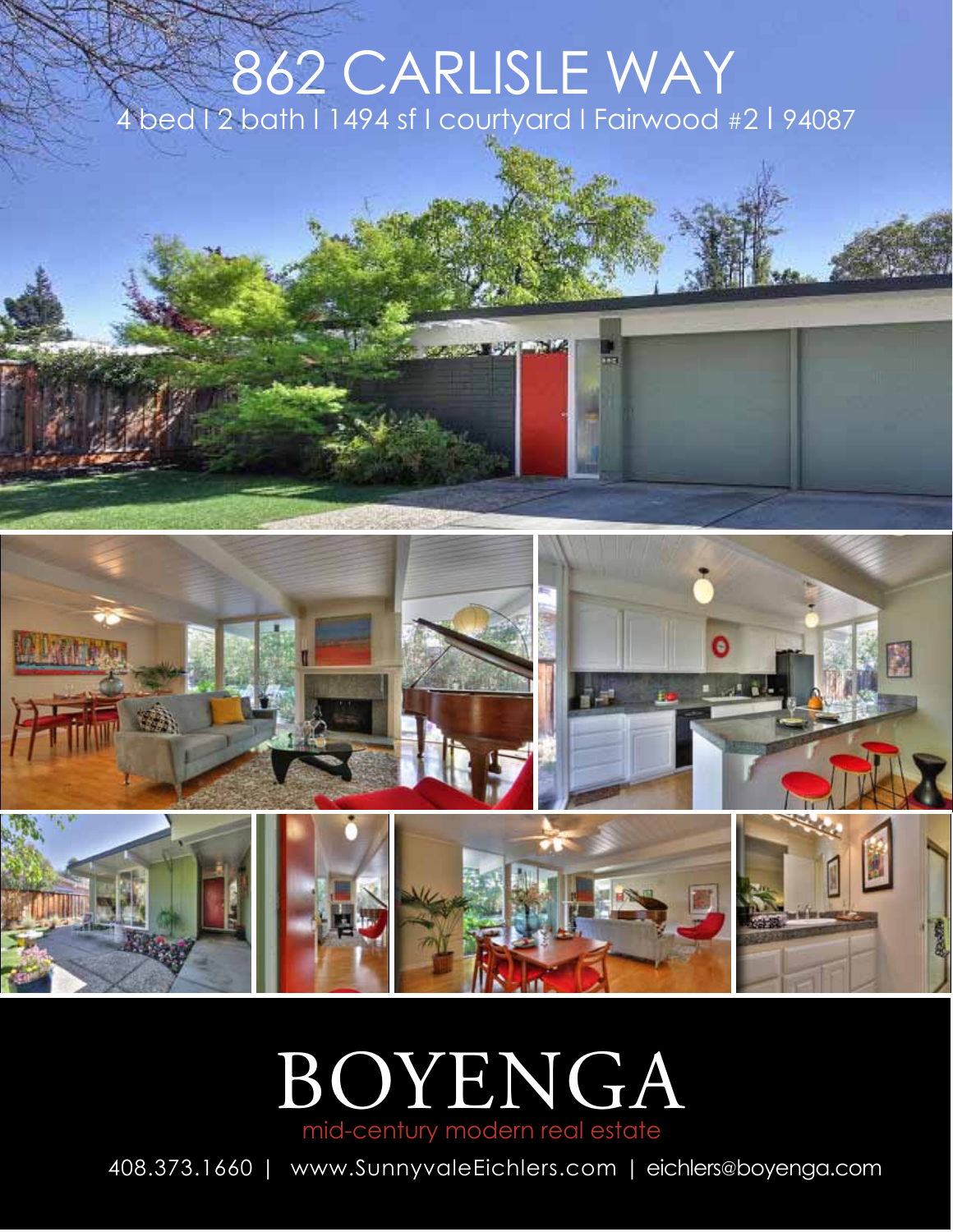# 862 CARLISLE WAY

4 bed | 2 bath | 1494 sf | courtyard | Fairwood #2 | 94087

# BOYENGA

mid-century modern real estate

408.373.1660 | www.SunnyvaleEichlers.com | eichlers@boyenga.com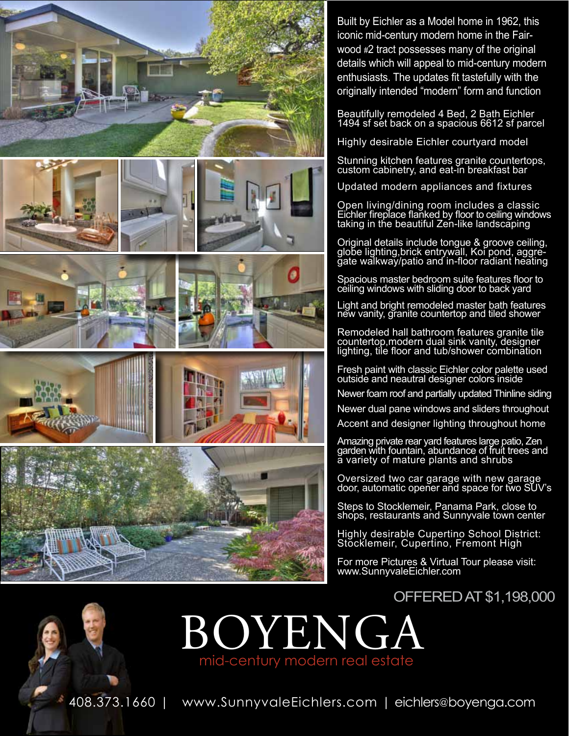Built by Eichler as a Model home in 1962, this iconic mid-century modern home in the Fairwood #2 tract possesses many of the original details which will appeal to mid-century modern enthusiasts. The updates fit tastefully with the originally intended "modern" form and function

Beautifully remodeled 4 Bed, 2 Bath Eichler 1494 sf set back on a spacious 6612 sf parcel

Highly desirable Eichler courtyard model

Stunning kitchen features granite countertops, custom cabinetry, and eat-in breakfast bar

Updated modern appliances and fixtures

Open living/dining room includes a classic Eichler fireplace flanked by floor to ceiling windows taking in the beautiful Zen-like landscaping

Original details include tongue & groove ceiling, globe lighting,brick entrywall, Koi pond, aggregate walkway/patio and in-floor radiant heating

Spacious master bedroom suite features floor to ceiling windows with sliding door to back yard

Light and bright remodeled master bath features new vanity, granite countertop and tiled shower

Remodeled hall bathroom features granite tile countertop,modern dual sink vanity, designer lighting, tile floor and tub/shower combination

Fresh paint with classic Eichler color palette used outside and neautral designer colors inside

Newer foam roof and partially updated Thinline siding

Newer dual pane windows and sliders throughout

Accent and designer lighting throughout home

Amazing private rear yard features large patio, Zen garden with fountain, abundance of fruit trees and a variety of mature plants and shrubs

Oversized two car garage with new garage door, automatic opener and space for two SUV's

Steps to Stocklemeir, Panama Park, close to shops, restaurants and Sunnyvale town center

Highly desirable Cupertino School District: Stocklemeir, Cupertino, Fremont High

For more Pictures & Virtual Tour please visit: www.SunnyvaleEichler.com

OFFERED AT $1,198,000

# BOYENGA

mid-century modern real estate

408.373.1660 | www.SunnyvaleEichlers.com | eichlers@boyenga.com